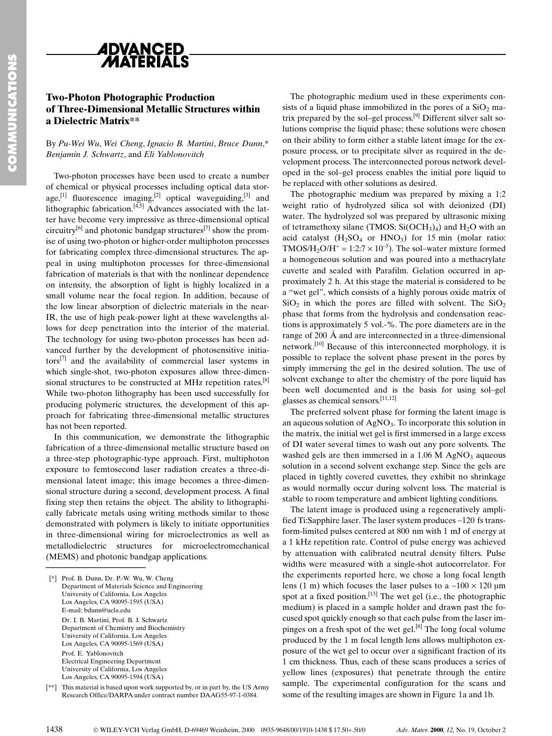# Two-Photon Photographic Production of Three-Dimensional Metallic Structures within a Dielectric Matrix**

By *Pu-Wei Wu*, *Wei Cheng*, *Ignacio B. Martini*, *Bruce Dunn*,* *Benjamin J. Schwartz*, and *Eli Yablonovitch*

Two-photon processes have been used to create a number of chemical or physical processes including optical data storage,[1] fluorescence imaging,[2] optical waveguiding,[3] and lithographic fabrication.[4,5] Advances associated with the latter have become very impressive as three-dimensional optical circuitry[6] and photonic bandgap structures[7] show the promise of using two-photon or higher-order multiphoton processes for fabricating complex three-dimensional structures. The appeal in using multiphoton processes for three-dimensional fabrication of materials is that with the nonlinear dependence on intensity, the absorption of light is highly localized in a small volume near the focal region. In addition, because of the low linear absorption of dielectric materials in the near-IR, the use of high peak-power light at these wavelengths allows for deep penetration into the interior of the material. The technology for using two-photon processes has been advanced further by the development of photosensitive initiators[7] and the availability of commercial laser systems in which single-shot, two-photon exposures allow three-dimensional structures to be constructed at MHz repetition rates.[8] While two-photon lithography has been used successfully for producing polymeric structures, the development of this approach for fabricating three-dimensional metallic structures has not been reported.

In this communication, we demonstrate the lithographic fabrication of a three-dimensional metallic structure based on a three-step photographic-type approach. First, multiphoton exposure to femtosecond laser radiation creates a three-dimensional latent image; this image becomes a three-dimensional structure during a second, development process. A final fixing step then retains the object. The ability to lithographically fabricate metals using writing methods similar to those demonstrated with polymers is likely to initiate opportunities in three-dimensional wiring for microelectronics as well as metallodielectric structures for microelectromechanical (MEMS) and photonic bandgap applications.

[*] Prof. B. Dunn, Dr. P.-W. Wu, W. Cheng
Department of Materials Science and Engineering
University of California, Los Angeles
Los Angeles, CA 90095-1595 (USA)
E-mail: bdunn@ucla.edu
Dr. I. B. Martini, Prof. B. J. Schwartz
Department of Chemistry and Biochemistry
University of California, Los Angeles
Los Angeles, CA 90095-1569 (USA)
Prof. E. Yablonovitch
Electrical Engineering Department
University of California, Los Angeles
Los Angeles, CA 90095-1594 (USA)

[**] This material is based upon work supported by, or in part by, the US Army Research Office/DARPA under contract number DAAG55-97-1-0384.

The photographic medium used in these experiments consists of a liquid phase immobilized in the pores of a $SiO_2$ matrix prepared by the sol–gel process.[9] Different silver salt solutions comprise the liquid phase; these solutions were chosen on their ability to form either a stable latent image for the exposure process, or to precipitate silver as required in the development process. The interconnected porous network developed in the sol–gel process enables the initial pore liquid to be replaced with other solutions as desired.

The photographic medium was prepared by mixing a 1:2 weight ratio of hydrolyzed silica sol with deionized (DI) water. The hydrolyzed sol was prepared by ultrasonic mixing of tetramethoxy silane (TMOS; $Si(OCH_3)_4$) and $H_2O$ with an acid catalyst ($H_2SO_4$ or $HNO_3$) for 15 min (molar ratio: TMOS/$H_2O$/$H^+$ = 1:2:7 × $10^{-5}$). The sol–water mixture formed a homogeneous solution and was poured into a methacrylate cuvette and sealed with Parafilm. Gelation occurred in approximately 2 h. At this stage the material is considered to be a "wet gel", which consists of a highly porous oxide matrix of $SiO_2$ in which the pores are filled with solvent. The $SiO_2$ phase that forms from the hydrolysis and condensation reactions is approximately 5 vol.-%. The pore diameters are in the range of 200 Å and are interconnected in a three-dimensional network.[10] Because of this interconnected morphology, it is possible to replace the solvent phase present in the pores by simply immersing the gel in the desired solution. The use of solvent exchange to alter the chemistry of the pore liquid has been well documented and is the basis for using sol–gel glasses as chemical sensors.[11,12]

The preferred solvent phase for forming the latent image is an aqueous solution of $AgNO_3$. To incorporate this solution in the matrix, the initial wet gel is first immersed in a large excess of DI water several times to wash out any pore solvents. The washed gels are then immersed in a 1.06 M $AgNO_3$ aqueous solution in a second solvent exchange step. Since the gels are placed in tightly covered cuvettes, they exhibit no shrinkage as would normally occur during solvent loss. The material is stable to room temperature and ambient lighting conditions.

The latent image is produced using a regeneratively amplified Ti:Sapphire laser. The laser system produces ~120 fs transform-limited pulses centered at 800 nm with 1 mJ of energy at a 1 kHz repetition rate. Control of pulse energy was achieved by attenuation with calibrated neutral density filters. Pulse widths were measured with a single-shot autocorrelator. For the experiments reported here, we chose a long focal length lens (1 m) which focuses the laser pulses to a ~100 × 120 μm spot at a fixed position.[13] The wet gel (i.e., the photographic medium) is placed in a sample holder and drawn past the focused spot quickly enough so that each pulse from the laser impinges on a fresh spot of the wet gel.[8] The long focal volume produced by the 1 m focal length lens allows multiphoton exposure of the wet gel to occur over a significant fraction of its 1 cm thickness. Thus, each of these scans produces a series of yellow lines (exposures) that penetrate through the entire sample. The experimental configuration for the scans and some of the resulting images are shown in Figure 1a and 1b.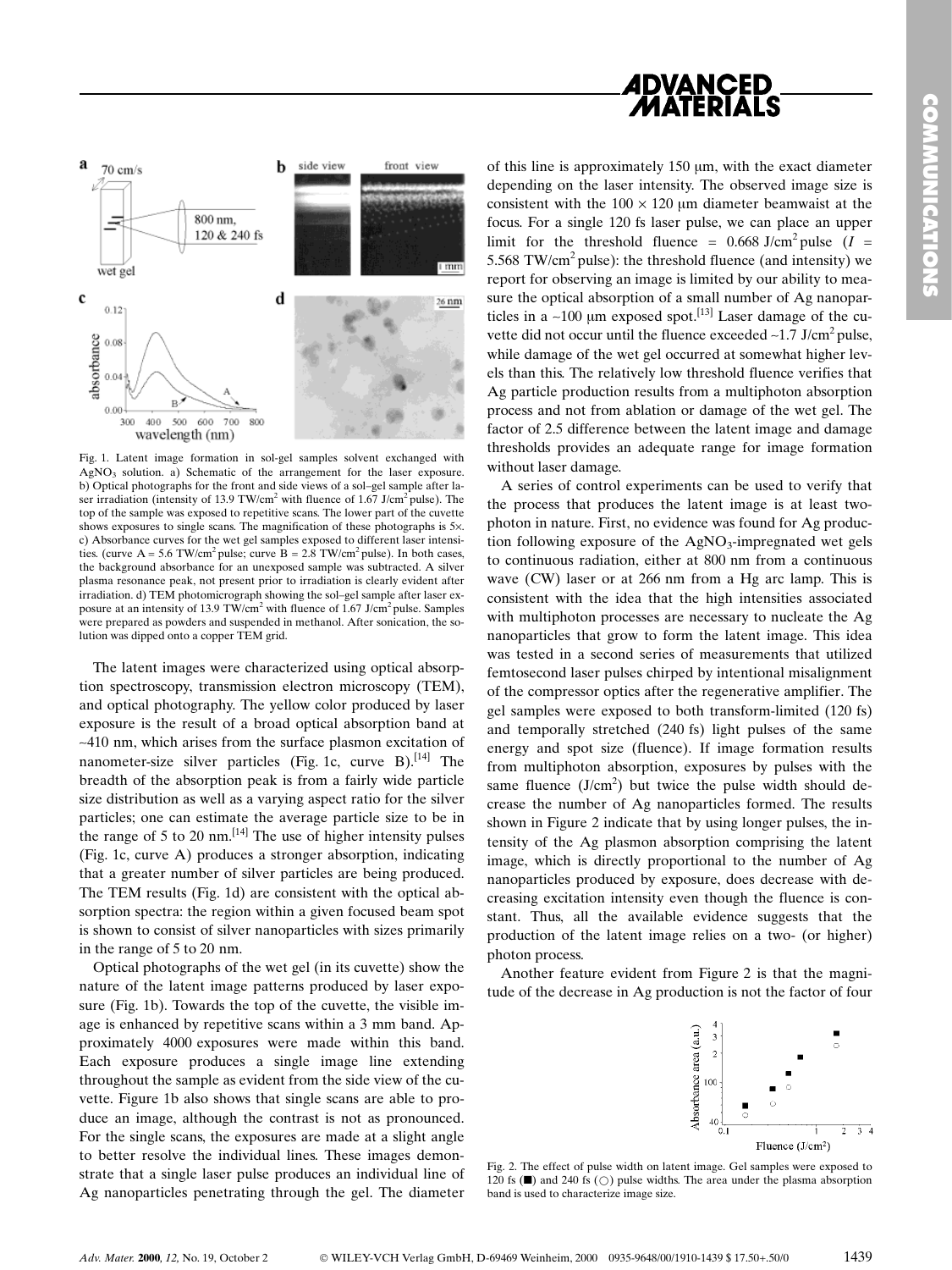Fig. 1. Latent image formation in sol-gel samples solvent exchanged with $AgNO_3$ solution. a) Schematic of the arrangement for the laser exposure. b) Optical photographs for the front and side views of a sol–gel sample after laser irradiation (intensity of 13.9 TW/cm$^2$ with fluence of 1.67 J/cm$^2$ pulse). The top of the sample was exposed to repetitive scans. The lower part of the cuvette shows exposures to single scans. The magnification of these photographs is 5×. c) Absorbance curves for the wet gel samples exposed to different laser intensities. (curve A = 5.6 TW/cm$^2$ pulse; curve B = 2.8 TW/cm$^2$ pulse). In both cases, the background absorbance for an unexposed sample was subtracted. A silver plasma resonance peak, not present prior to irradiation is clearly evident after irradiation. d) TEM photomicrograph showing the sol–gel sample after laser exposure at an intensity of 13.9 TW/cm$^2$ with fluence of 1.67 J/cm$^2$ pulse. Samples were prepared as powders and suspended in methanol. After sonication, the solution was dipped onto a copper TEM grid.

The latent images were characterized using optical absorption spectroscopy, transmission electron microscopy (TEM), and optical photography. The yellow color produced by laser exposure is the result of a broad optical absorption band at ~410 nm, which arises from the surface plasmon excitation of nanometer-size silver particles (Fig. 1c, curve B).[14] The breadth of the absorption peak is from a fairly wide particle size distribution as well as a varying aspect ratio for the silver particles; one can estimate the average particle size to be in the range of 5 to 20 nm.[14] The use of higher intensity pulses (Fig. 1c, curve A) produces a stronger absorption, indicating that a greater number of silver particles are being produced. The TEM results (Fig. 1d) are consistent with the optical absorption spectra: the region within a given focused beam spot is shown to consist of silver nanoparticles with sizes primarily in the range of 5 to 20 nm.

Optical photographs of the wet gel (in its cuvette) show the nature of the latent image patterns produced by laser exposure (Fig. 1b). Towards the top of the cuvette, the visible image is enhanced by repetitive scans within a 3 mm band. Approximately 4000 exposures were made within this band. Each exposure produces a single image line extending throughout the sample as evident from the side view of the cuvette. Figure 1b also shows that single scans are able to produce an image, although the contrast is not as pronounced. For the single scans, the exposures are made at a slight angle to better resolve the individual lines. These images demonstrate that a single laser pulse produces an individual line of Ag nanoparticles penetrating through the gel. The diameter of this line is approximately 150 μm, with the exact diameter depending on the laser intensity. The observed image size is consistent with the 100 × 120 μm diameter beamwaist at the focus. For a single 120 fs laser pulse, we can place an upper limit for the threshold fluence = 0.668 J/cm$^2$ pulse ($I$ = 5.568 TW/cm$^2$ pulse): the threshold fluence (and intensity) we report for observing an image is limited by our ability to measure the optical absorption of a small number of Ag nanoparticles in a ~100 μm exposed spot.[13] Laser damage of the cuvette did not occur until the fluence exceeded ~1.7 J/cm$^2$ pulse, while damage of the wet gel occurred at somewhat higher levels than this. The relatively low threshold fluence verifies that Ag particle production results from a multiphoton absorption process and not from ablation or damage of the wet gel. The factor of 2.5 difference between the latent image and damage thresholds provides an adequate range for image formation without laser damage.

A series of control experiments can be used to verify that the process that produces the latent image is at least two-photon in nature. First, no evidence was found for Ag production following exposure of the $AgNO_3$-impregnated wet gels to continuous radiation, either at 800 nm from a continuous wave (CW) laser or at 266 nm from a Hg arc lamp. This is consistent with the idea that the high intensities associated with multiphoton processes are necessary to nucleate the Ag nanoparticles that grow to form the latent image. This idea was tested in a second series of measurements that utilized femtosecond laser pulses chirped by intentional misalignment of the compressor optics after the regenerative amplifier. The gel samples were exposed to both transform-limited (120 fs) and temporally stretched (240 fs) light pulses of the same energy and spot size (fluence). If image formation results from multiphoton absorption, exposures by pulses with the same fluence (J/cm$^2$) but twice the pulse width should decrease the number of Ag nanoparticles formed. The results shown in Figure 2 indicate that by using longer pulses, the intensity of the Ag plasmon absorption comprising the latent image, which is directly proportional to the number of Ag nanoparticles produced by exposure, does decrease with decreasing excitation intensity even though the fluence is constant. Thus, all the available evidence suggests that the production of the latent image relies on a two- (or higher) photon process.

Another feature evident from Figure 2 is that the magnitude of the decrease in Ag production is not the factor of four

Fig. 2. The effect of pulse width on latent image. Gel samples were exposed to 120 fs (■) and 240 fs (○) pulse widths. The area under the plasma absorption band is used to characterize image size.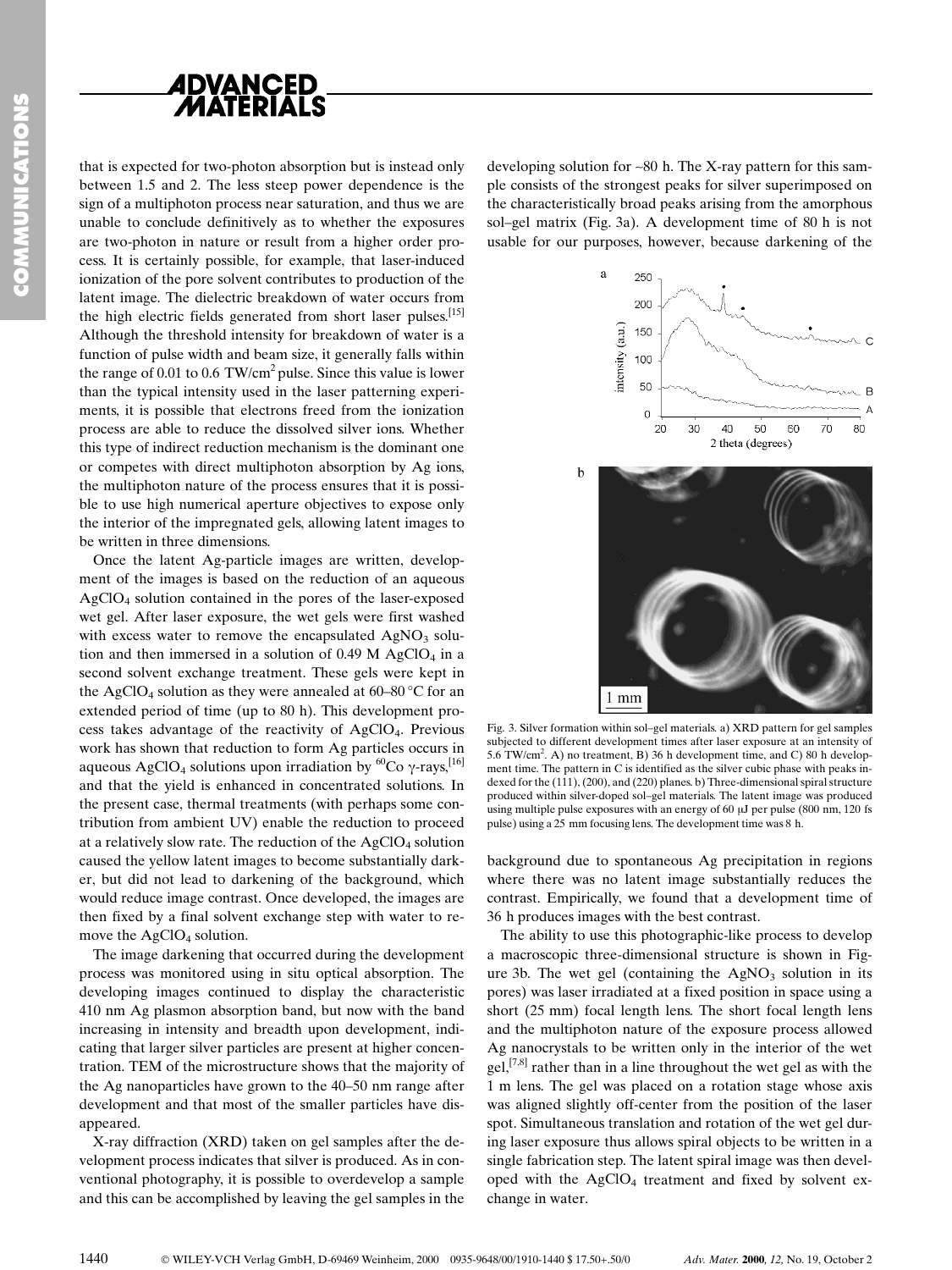that is expected for two-photon absorption but is instead only between 1.5 and 2. The less steep power dependence is the sign of a multiphoton process near saturation, and thus we are unable to conclude definitively as to whether the exposures are two-photon in nature or result from a higher order process. It is certainly possible, for example, that laser-induced ionization of the pore solvent contributes to production of the latent image. The dielectric breakdown of water occurs from the high electric fields generated from short laser pulses.[15] Although the threshold intensity for breakdown of water is a function of pulse width and beam size, it generally falls within the range of 0.01 to 0.6 TW/cm$^2$ pulse. Since this value is lower than the typical intensity used in the laser patterning experiments, it is possible that electrons freed from the ionization process are able to reduce the dissolved silver ions. Whether this type of indirect reduction mechanism is the dominant one or competes with direct multiphoton absorption by Ag ions, the multiphoton nature of the process ensures that it is possible to use high numerical aperture objectives to expose only the interior of the impregnated gels, allowing latent images to be written in three dimensions.

Once the latent Ag-particle images are written, development of the images is based on the reduction of an aqueous $AgClO_4$ solution contained in the pores of the laser-exposed wet gel. After laser exposure, the wet gels were first washed with excess water to remove the encapsulated $AgNO_3$ solution and then immersed in a solution of 0.49 M $AgClO_4$ in a second solvent exchange treatment. These gels were kept in the $AgClO_4$ solution as they were annealed at 60–80 °C for an extended period of time (up to 80 h). This development process takes advantage of the reactivity of $AgClO_4$. Previous work has shown that reduction to form Ag particles occurs in aqueous $AgClO_4$ solutions upon irradiation by $^{60}$Co γ-rays,[16] and that the yield is enhanced in concentrated solutions. In the present case, thermal treatments (with perhaps some contribution from ambient UV) enable the reduction to proceed at a relatively slow rate. The reduction of the $AgClO_4$ solution caused the yellow latent images to become substantially darker, but did not lead to darkening of the background, which would reduce image contrast. Once developed, the images are then fixed by a final solvent exchange step with water to remove the $AgClO_4$ solution.

The image darkening that occurred during the development process was monitored using in situ optical absorption. The developing images continued to display the characteristic 410 nm Ag plasmon absorption band, but now with the band increasing in intensity and breadth upon development, indicating that larger silver particles are present at higher concentration. TEM of the microstructure shows that the majority of the Ag nanoparticles have grown to the 40–50 nm range after development and that most of the smaller particles have disappeared.

X-ray diffraction (XRD) taken on gel samples after the development process indicates that silver is produced. As in conventional photography, it is possible to overdevelop a sample and this can be accomplished by leaving the gel samples in the developing solution for ~80 h. The X-ray pattern for this sample consists of the strongest peaks for silver superimposed on the characteristically broad peaks arising from the amorphous sol–gel matrix (Fig. 3a). A development time of 80 h is not usable for our purposes, however, because darkening of the background due to spontaneous Ag precipitation in regions where there was no latent image substantially reduces the contrast. Empirically, we found that a development time of 36 h produces images with the best contrast.

Fig. 3. Silver formation within sol–gel materials. a) XRD pattern for gel samples subjected to different development times after laser exposure at an intensity of 5.6 TW/cm$^2$. A) no treatment, B) 36 h development time, and C) 80 h development time. The pattern in C is identified as the silver cubic phase with peaks indexed for the (111), (200), and (220) planes. b) Three-dimensional spiral structure produced within silver-doped sol–gel materials. The latent image was produced using multiple pulse exposures with an energy of 60 μJ per pulse (800 nm, 120 fs pulse) using a 25 mm focusing lens. The development time was 8 h.

The ability to use this photographic-like process to develop a macroscopic three-dimensional structure is shown in Figure 3b. The wet gel (containing the $AgNO_3$ solution in its pores) was laser irradiated at a fixed position in space using a short (25 mm) focal length lens. The short focal length lens and the multiphoton nature of the exposure process allowed Ag nanocrystals to be written only in the interior of the wet gel,[7,8] rather than in a line throughout the wet gel as with the 1 m lens. The gel was placed on a rotation stage whose axis was aligned slightly off-center from the position of the laser spot. Simultaneous translation and rotation of the wet gel during laser exposure thus allows spiral objects to be written in a single fabrication step. The latent spiral image was then developed with the $AgClO_4$ treatment and fixed by solvent exchange in water.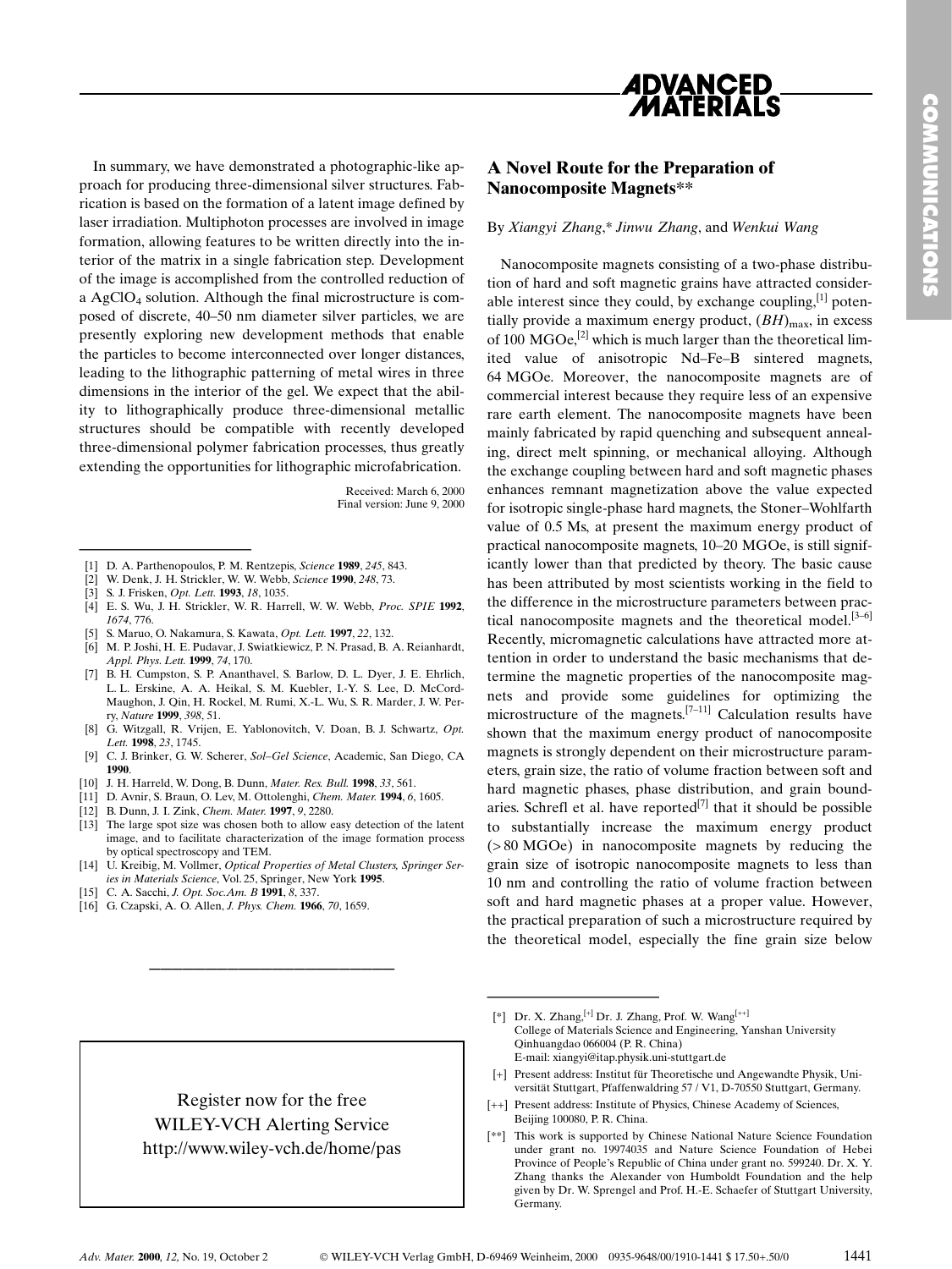In summary, we have demonstrated a photographic-like approach for producing three-dimensional silver structures. Fabrication is based on the formation of a latent image defined by laser irradiation. Multiphoton processes are involved in image formation, allowing features to be written directly into the interior of the matrix in a single fabrication step. Development of the image is accomplished from the controlled reduction of a $AgClO_4$ solution. Although the final microstructure is composed of discrete, 40–50 nm diameter silver particles, we are presently exploring new development methods that enable the particles to become interconnected over longer distances, leading to the lithographic patterning of metal wires in three dimensions in the interior of the gel. We expect that the ability to lithographically produce three-dimensional metallic structures should be compatible with recently developed three-dimensional polymer fabrication processes, thus greatly extending the opportunities for lithographic microfabrication.

Received: March 6, 2000
Final version: June 9, 2000

---

[1] D. A. Parthenopoulos, P. M. Rentzepis, *Science* **1989**, *245*, 843.
[2] W. Denk, J. H. Strickler, W. W. Webb, *Science* **1990**, *248*, 73.
[3] S. J. Frisken, *Opt. Lett.* **1993**, *18*, 1035.
[4] E. S. Wu, J. H. Strickler, W. R. Harrell, W. W. Webb, *Proc. SPIE* **1992**, *1674*, 776.
[5] S. Maruo, O. Nakamura, S. Kawata, *Opt. Lett.* **1997**, *22*, 132.
[6] M. P. Joshi, H. E. Pudavar, J. Swiatkiewicz, P. N. Prasad, B. A. Reianhardt, *Appl. Phys. Lett.* **1999**, *74*, 170.
[7] B. H. Cumpston, S. P. Ananthavel, S. Barlow, D. L. Dyer, J. E. Ehrlich, L. L. Erskine, A. A. Heikal, S. M. Kuebler, I.-Y. S. Lee, D. McCord-Maughon, J. Qin, H. Rockel, M. Rumi, X.-L. Wu, S. R. Marder, J. W. Perry, *Nature* **1999**, *398*, 51.
[8] G. Witzgall, R. Vrijen, E. Yablonovitch, V. Doan, B. J. Schwartz, *Opt. Lett.* **1998**, *23*, 1745.
[9] C. J. Brinker, G. W. Scherer, *Sol–Gel Science*, Academic, San Diego, CA **1990**.
[10] J. H. Harreld, W. Dong, B. Dunn, *Mater. Res. Bull.* **1998**, *33*, 561.
[11] D. Avnir, S. Braun, O. Lev, M. Ottolenghi, *Chem. Mater.* **1994**, *6*, 1605.
[12] B. Dunn, J. I. Zink, *Chem. Mater.* **1997**, *9*, 2280.
[13] The large spot size was chosen both to allow easy detection of the latent image, and to facilitate characterization of the image formation process by optical spectroscopy and TEM.
[14] U. Kreibig, M. Vollmer, *Optical Properties of Metal Clusters, Springer Series in Materials Science*, Vol. 25, Springer, New York **1995**.
[15] C. A. Sacchi, *J. Opt. Soc.Am. B* **1991**, *8*, 337.
[16] G. Czapski, A. O. Allen, *J. Phys. Chem.* **1966**, *70*, 1659.

---

Register now for the free
WILEY-VCH Alerting Service
http://www.wiley-vch.de/home/pas

## A Novel Route for the Preparation of Nanocomposite Magnets**

By *Xiangyi Zhang*,* *Jinwu Zhang*, and *Wenkui Wang*

Nanocomposite magnets consisting of a two-phase distribution of hard and soft magnetic grains have attracted considerable interest since they could, by exchange coupling,[1] potentially provide a maximum energy product, $(BH)_{max}$, in excess of 100 MGOe,[2] which is much larger than the theoretical limited value of anisotropic Nd–Fe–B sintered magnets, 64 MGOe. Moreover, the nanocomposite magnets are of commercial interest because they require less of an expensive rare earth element. The nanocomposite magnets have been mainly fabricated by rapid quenching and subsequent annealing, direct melt spinning, or mechanical alloying. Although the exchange coupling between hard and soft magnetic phases enhances remnant magnetization above the value expected for isotropic single-phase hard magnets, the Stoner–Wohlfarth value of 0.5 Ms, at present the maximum energy product of practical nanocomposite magnets, 10–20 MGOe, is still significantly lower than that predicted by theory. The basic cause has been attributed by most scientists working in the field to the difference in the microstructure parameters between practical nanocomposite magnets and the theoretical model.[3–6] Recently, micromagnetic calculations have attracted more attention in order to understand the basic mechanisms that determine the magnetic properties of the nanocomposite magnets and provide some guidelines for optimizing the microstructure of the magnets.[7–11] Calculation results have shown that the maximum energy product of nanocomposite magnets is strongly dependent on their microstructure parameters, grain size, the ratio of volume fraction between soft and hard magnetic phases, phase distribution, and grain boundaries. Schrefl et al. have reported[7] that it should be possible to substantially increase the maximum energy product (> 80 MGOe) in nanocomposite magnets by reducing the grain size of isotropic nanocomposite magnets to less than 10 nm and controlling the ratio of volume fraction between soft and hard magnetic phases at a proper value. However, the practical preparation of such a microstructure required by the theoretical model, especially the fine grain size below

---

[*] Dr. X. Zhang,[+] Dr. J. Zhang, Prof. W. Wang[++]
College of Materials Science and Engineering, Yanshan University
Qinhuangdao 066004 (P. R. China)
E-mail: xiangyi@itap.physik.uni-stuttgart.de

[+] Present address: Institut für Theoretische und Angewandte Physik, Universität Stuttgart, Pfaffenwaldring 57 / V1, D-70550 Stuttgart, Germany.

[++] Present address: Institute of Physics, Chinese Academy of Sciences, Beijing 100080, P. R. China.

[**] This work is supported by Chinese National Nature Science Foundation under grant no. 19974035 and Nature Science Foundation of Hebei Province of People's Republic of China under grant no. 599240. Dr. X. Y. Zhang thanks the Alexander von Humboldt Foundation and the help given by Dr. W. Sprengel and Prof. H.-E. Schaefer of Stuttgart University, Germany.